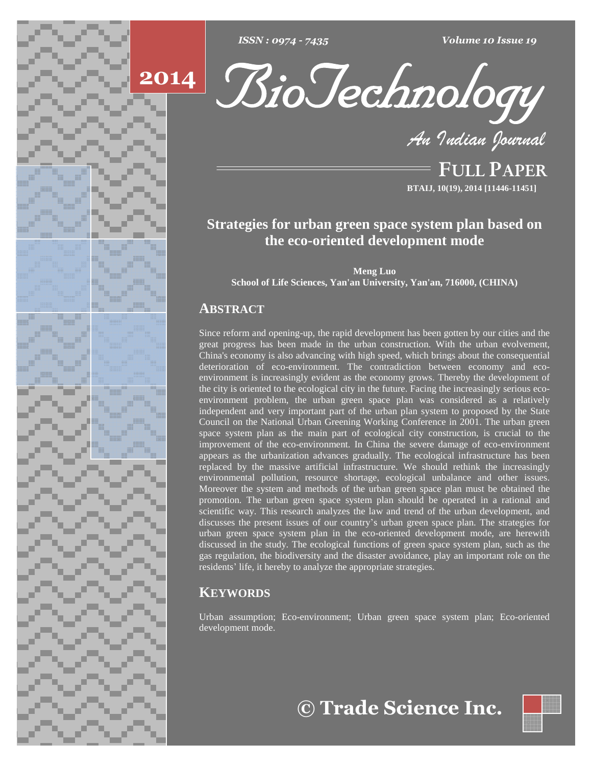# Strategies for urban green space system plan based on the eco-oriented development mode

**Meng Luo**
**School of Life Sciences, Yan'an University, Yan'an, 716000, (CHINA)**

## ABSTRACT

Since reform and opening-up, the rapid development has been gotten by our cities and the great progress has been made in the urban construction. With the urban evolvement, China's economy is also advancing with high speed, which brings about the consequential deterioration of eco-environment. The contradiction between economy and eco-environment is increasingly evident as the economy grows. Thereby the development of the city is oriented to the ecological city in the future. Facing the increasingly serious eco-environment problem, the urban green space plan was considered as a relatively independent and very important part of the urban plan system to proposed by the State Council on the National Urban Greening Working Conference in 2001. The urban green space system plan as the main part of ecological city construction, is crucial to the improvement of the eco-environment. In China the severe damage of eco-environment appears as the urbanization advances gradually. The ecological infrastructure has been replaced by the massive artificial infrastructure. We should rethink the increasingly environmental pollution, resource shortage, ecological unbalance and other issues. Moreover the system and methods of the urban green space plan must be obtained the promotion. The urban green space system plan should be operated in a rational and scientific way. This research analyzes the law and trend of the urban development, and discusses the present issues of our country's urban green space plan. The strategies for urban green space system plan in the eco-oriented development mode, are herewith discussed in the study. The ecological functions of green space system plan, such as the gas regulation, the biodiversity and the disaster avoidance, play an important role on the residents' life, it hereby to analyze the appropriate strategies.

## KEYWORDS

Urban assumption; Eco-environment; Urban green space system plan; Eco-oriented development mode.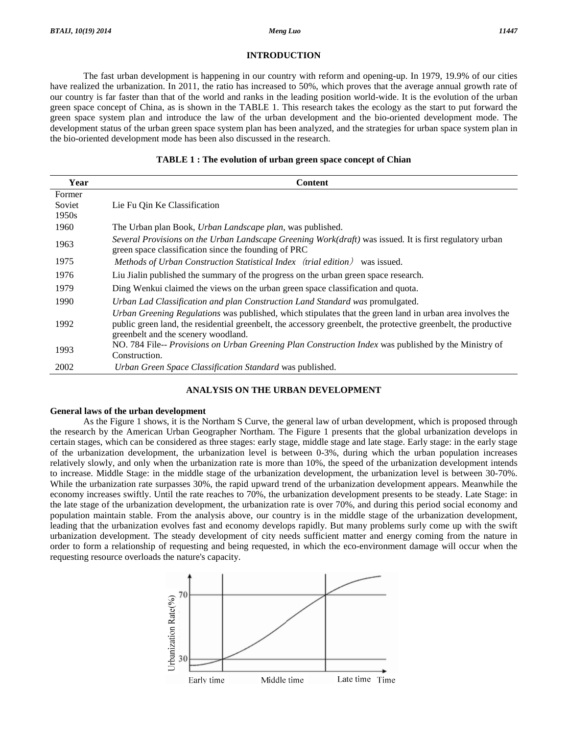## INTRODUCTION

The fast urban development is happening in our country with reform and opening-up. In 1979, 19.9% of our cities have realized the urbanization. In 2011, the ratio has increased to 50%, which proves that the average annual growth rate of our country is far faster than that of the world and ranks in the leading position world-wide. It is the evolution of the urban green space concept of China, as is shown in the TABLE 1. This research takes the ecology as the start to put forward the green space system plan and introduce the law of the urban development and the bio-oriented development mode. The development status of the urban green space system plan has been analyzed, and the strategies for urban space system plan in the bio-oriented development mode has been also discussed in the research.

**TABLE 1 : The evolution of urban green space concept of Chian**

| Year | Content |
|---|---|
| Former Soviet 1950s | Lie Fu Qin Ke Classification |
| 1960 | The Urban plan Book, *Urban Landscape plan*, was published. |
| 1963 | *Several Provisions on the Urban Landscape Greening Work(draft)* was issued. It is first regulatory urban green space classification since the founding of PRC |
| 1975 | *Methods of Urban Construction Statistical Index*（*trial edition*） was issued. |
| 1976 | Liu Jialin published the summary of the progress on the urban green space research. |
| 1979 | Ding Wenkui claimed the views on the urban green space classification and quota. |
| 1990 | *Urban Lad Classification and plan Construction Land Standard was* promulgated. |
| 1992 | *Urban Greening Regulations* was published, which stipulates that the green land in urban area involves the public green land, the residential greenbelt, the accessory greenbelt, the protective greenbelt, the productive greenbelt and the scenery woodland. |
| 1993 | NO. 784 File-- *Provisions on Urban Greening Plan Construction Index* was published by the Ministry of Construction. |
| 2002 | *Urban Green Space Classification Standard* was published. |

## ANALYSIS ON THE URBAN DEVELOPMENT

### General laws of the urban development

As the Figure 1 shows, it is the Northam S Curve, the general law of urban development, which is proposed through the research by the American Urban Geographer Northam. The Figure 1 presents that the global urbanization develops in certain stages, which can be considered as three stages: early stage, middle stage and late stage. Early stage: in the early stage of the urbanization development, the urbanization level is between 0-3%, during which the urban population increases relatively slowly, and only when the urbanization rate is more than 10%, the speed of the urbanization development intends to increase. Middle Stage: in the middle stage of the urbanization development, the urbanization level is between 30-70%. While the urbanization rate surpasses 30%, the rapid upward trend of the urbanization development appears. Meanwhile the economy increases swiftly. Until the rate reaches to 70%, the urbanization development presents to be steady. Late Stage: in the late stage of the urbanization development, the urbanization rate is over 70%, and during this period social economy and population maintain stable. From the analysis above, our country is in the middle stage of the urbanization development, leading that the urbanization evolves fast and economy develops rapidly. But many problems surly come up with the swift urbanization development. The steady development of city needs sufficient matter and energy coming from the nature in order to form a relationship of requesting and being requested, in which the eco-environment damage will occur when the requesting resource overloads the nature's capacity.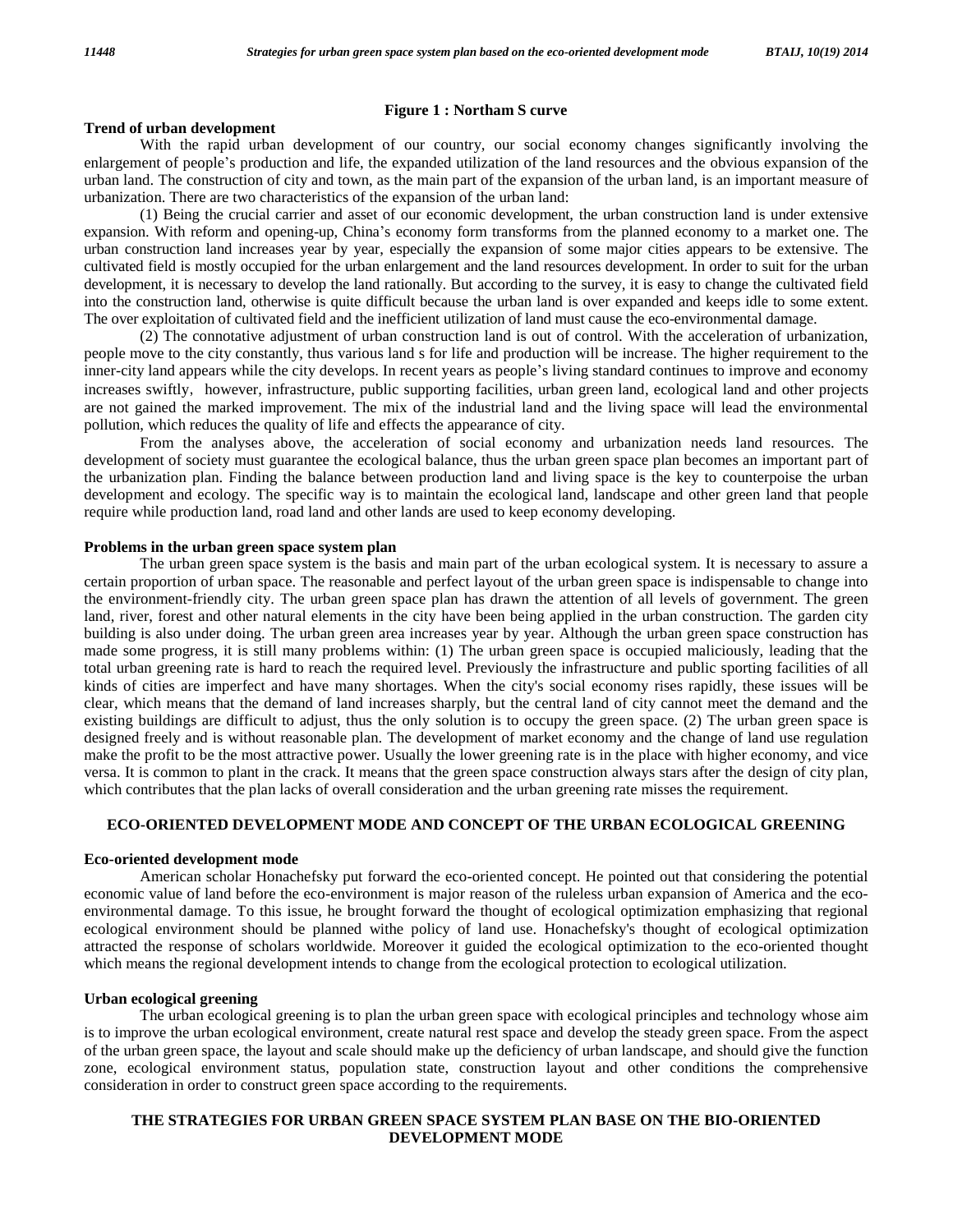**Figure 1 : Northam S curve**

**Trend of urban development**

With the rapid urban development of our country, our social economy changes significantly involving the enlargement of people's production and life, the expanded utilization of the land resources and the obvious expansion of the urban land. The construction of city and town, as the main part of the expansion of the urban land, is an important measure of urbanization. There are two characteristics of the expansion of the urban land:

(1) Being the crucial carrier and asset of our economic development, the urban construction land is under extensive expansion. With reform and opening-up, China's economy form transforms from the planned economy to a market one. The urban construction land increases year by year, especially the expansion of some major cities appears to be extensive. The cultivated field is mostly occupied for the urban enlargement and the land resources development. In order to suit for the urban development, it is necessary to develop the land rationally. But according to the survey, it is easy to change the cultivated field into the construction land, otherwise is quite difficult because the urban land is over expanded and keeps idle to some extent. The over exploitation of cultivated field and the inefficient utilization of land must cause the eco-environmental damage.

(2) The connotative adjustment of urban construction land is out of control. With the acceleration of urbanization, people move to the city constantly, thus various land s for life and production will be increase. The higher requirement to the inner-city land appears while the city develops. In recent years as people's living standard continues to improve and economy increases swiftly, however, infrastructure, public supporting facilities, urban green land, ecological land and other projects are not gained the marked improvement. The mix of the industrial land and the living space will lead the environmental pollution, which reduces the quality of life and effects the appearance of city.

From the analyses above, the acceleration of social economy and urbanization needs land resources. The development of society must guarantee the ecological balance, thus the urban green space plan becomes an important part of the urbanization plan. Finding the balance between production land and living space is the key to counterpoise the urban development and ecology. The specific way is to maintain the ecological land, landscape and other green land that people require while production land, road land and other lands are used to keep economy developing.

**Problems in the urban green space system plan**

The urban green space system is the basis and main part of the urban ecological system. It is necessary to assure a certain proportion of urban space. The reasonable and perfect layout of the urban green space is indispensable to change into the environment-friendly city. The urban green space plan has drawn the attention of all levels of government. The green land, river, forest and other natural elements in the city have been being applied in the urban construction. The garden city building is also under doing. The urban green area increases year by year. Although the urban green space construction has made some progress, it is still many problems within: (1) The urban green space is occupied maliciously, leading that the total urban greening rate is hard to reach the required level. Previously the infrastructure and public sporting facilities of all kinds of cities are imperfect and have many shortages. When the city's social economy rises rapidly, these issues will be clear, which means that the demand of land increases sharply, but the central land of city cannot meet the demand and the existing buildings are difficult to adjust, thus the only solution is to occupy the green space. (2) The urban green space is designed freely and is without reasonable plan. The development of market economy and the change of land use regulation make the profit to be the most attractive power. Usually the lower greening rate is in the place with higher economy, and vice versa. It is common to plant in the crack. It means that the green space construction always stars after the design of city plan, which contributes that the plan lacks of overall consideration and the urban greening rate misses the requirement.

## ECO-ORIENTED DEVELOPMENT MODE AND CONCEPT OF THE URBAN ECOLOGICAL GREENING

**Eco-oriented development mode**

American scholar Honachefsky put forward the eco-oriented concept. He pointed out that considering the potential economic value of land before the eco-environment is major reason of the ruleless urban expansion of America and the eco-environmental damage. To this issue, he brought forward the thought of ecological optimization emphasizing that regional ecological environment should be planned withe policy of land use. Honachefsky's thought of ecological optimization attracted the response of scholars worldwide. Moreover it guided the ecological optimization to the eco-oriented thought which means the regional development intends to change from the ecological protection to ecological utilization.

**Urban ecological greening**

The urban ecological greening is to plan the urban green space with ecological principles and technology whose aim is to improve the urban ecological environment, create natural rest space and develop the steady green space. From the aspect of the urban green space, the layout and scale should make up the deficiency of urban landscape, and should give the function zone, ecological environment status, population state, construction layout and other conditions the comprehensive consideration in order to construct green space according to the requirements.

## THE STRATEGIES FOR URBAN GREEN SPACE SYSTEM PLAN BASE ON THE BIO-ORIENTED DEVELOPMENT MODE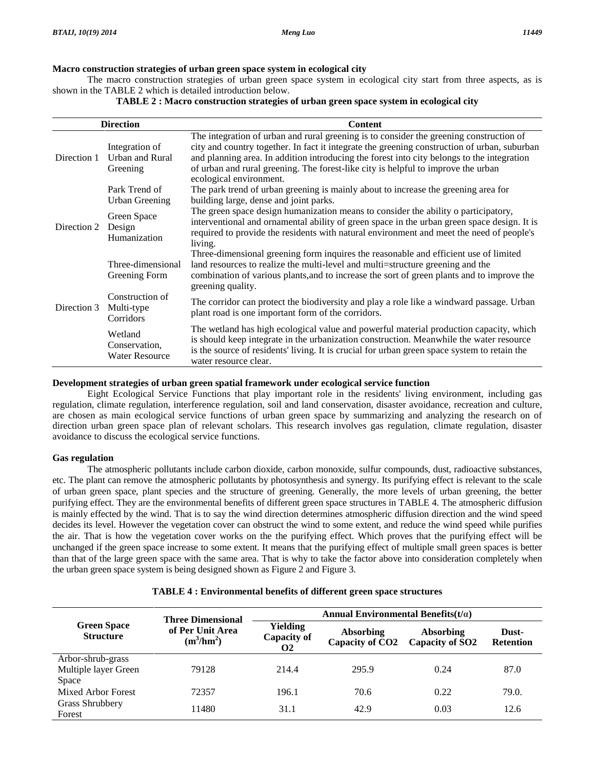### Macro construction strategies of urban green space system in ecological city

The macro construction strategies of urban green space system in ecological city start from three aspects, as is shown in the TABLE 2 which is detailed introduction below.

**TABLE 2 : Macro construction strategies of urban green space system in ecological city**

| Direction | | Content |
|---|---|---|
| Direction 1 | Integration of Urban and Rural Greening | The integration of urban and rural greening is to consider the greening construction of city and country together. In fact it integrate the greening construction of urban, suburban and planning area. In addition introducing the forest into city belongs to the integration of urban and rural greening. The forest-like city is helpful to improve the urban ecological environment. |
| Direction 2 | Park Trend of Urban Greening | The park trend of urban greening is mainly about to increase the greening area for building large, dense and joint parks. |
| | Green Space Design Humanization | The green space design humanization means to consider the ability o participatory, interventional and ornamental ability of green space in the urban green space design. It is required to provide the residents with natural environment and meet the need of people's living. |
| Direction 3 | Three-dimensional Greening Form | Three-dimensional greening form inquires the reasonable and efficient use of limited land resources to realize the multi-level and multi=structure greening and the combination of various plants,and to increase the sort of green plants and to improve the greening quality. |
| | Construction of Multi-type Corridors | The corridor can protect the biodiversity and play a role like a windward passage. Urban plant road is one important form of the corridors. |
| | Wetland Conservation, Water Resource | The wetland has high ecological value and powerful material production capacity, which is should keep integrate in the urbanization construction. Meanwhile the water resource is the source of residents' living. It is crucial for urban green space system to retain the water resource clear. |

### Development strategies of urban green spatial framework under ecological service function

Eight Ecological Service Functions that play important role in the residents' living environment, including gas regulation, climate regulation, interference regulation, soil and land conservation, disaster avoidance, recreation and culture, are chosen as main ecological service functions of urban green space by summarizing and analyzing the research on of direction urban green space plan of relevant scholars. This research involves gas regulation, climate regulation, disaster avoidance to discuss the ecological service functions.

### Gas regulation

The atmospheric pollutants include carbon dioxide, carbon monoxide, sulfur compounds, dust, radioactive substances, etc. The plant can remove the atmospheric pollutants by photosynthesis and synergy. Its purifying effect is relevant to the scale of urban green space, plant species and the structure of greening. Generally, the more levels of urban greening, the better purifying effect. They are the environmental benefits of different green space structures in TABLE 4. The atmospheric diffusion is mainly effected by the wind. That is to say the wind direction determines atmospheric diffusion direction and the wind speed decides its level. However the vegetation cover can obstruct the wind to some extent, and reduce the wind speed while purifies the air. That is how the vegetation cover works on the the purifying effect. Which proves that the purifying effect will be unchanged if the green space increase to some extent. It means that the purifying effect of multiple small green spaces is better than that of the large green space with the same area. That is why to take the factor above into consideration completely when the urban green space system is being designed shown as Figure 2 and Figure 3.

**TABLE 4 : Environmental benefits of different green space structures**

| Green Space Structure | Three Dimensional of Per Unit Area ($m^3/hm^2$) | Annual Environmental Benefits(t/α) | | | |
|---|---|---|---|---|---|
| | | Yielding Capacity of O2 | Absorbing Capacity of CO2 | Absorbing Capacity of SO2 | Dust-Retention |
| Arbor-shrub-grass Multiple layer Green Space | 79128 | 214.4 | 295.9 | 0.24 | 87.0 |
| Mixed Arbor Forest | 72357 | 196.1 | 70.6 | 0.22 | 79.0. |
| Grass Shrubbery Forest | 11480 | 31.1 | 42.9 | 0.03 | 12.6 |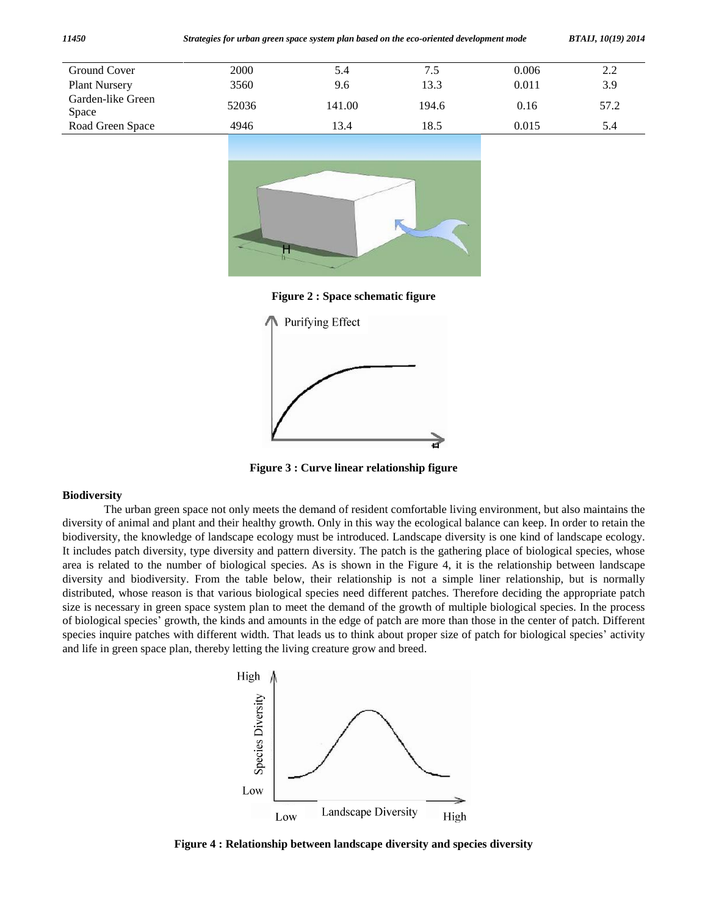| Ground Cover | 2000 | 5.4 | 7.5 | 0.006 | 2.2 |
|---|---|---|---|---|---|
| Plant Nursery | 3560 | 9.6 | 13.3 | 0.011 | 3.9 |
| Garden-like Green Space | 52036 | 141.00 | 194.6 | 0.16 | 57.2 |
| Road Green Space | 4946 | 13.4 | 18.5 | 0.015 | 5.4 |

**Figure 2 : Space schematic figure**

**Figure 3 : Curve linear relationship figure**

**Biodiversity**

The urban green space not only meets the demand of resident comfortable living environment, but also maintains the diversity of animal and plant and their healthy growth. Only in this way the ecological balance can keep. In order to retain the biodiversity, the knowledge of landscape ecology must be introduced. Landscape diversity is one kind of landscape ecology. It includes patch diversity, type diversity and pattern diversity. The patch is the gathering place of biological species, whose area is related to the number of biological species. As is shown in the Figure 4, it is the relationship between landscape diversity and biodiversity. From the table below, their relationship is not a simple liner relationship, but is normally distributed, whose reason is that various biological species need different patches. Therefore deciding the appropriate patch size is necessary in green space system plan to meet the demand of the growth of multiple biological species. In the process of biological species' growth, the kinds and amounts in the edge of patch are more than those in the center of patch. Different species inquire patches with different width. That leads us to think about proper size of patch for biological species' activity and life in green space plan, thereby letting the living creature grow and breed.

**Figure 4 : Relationship between landscape diversity and species diversity**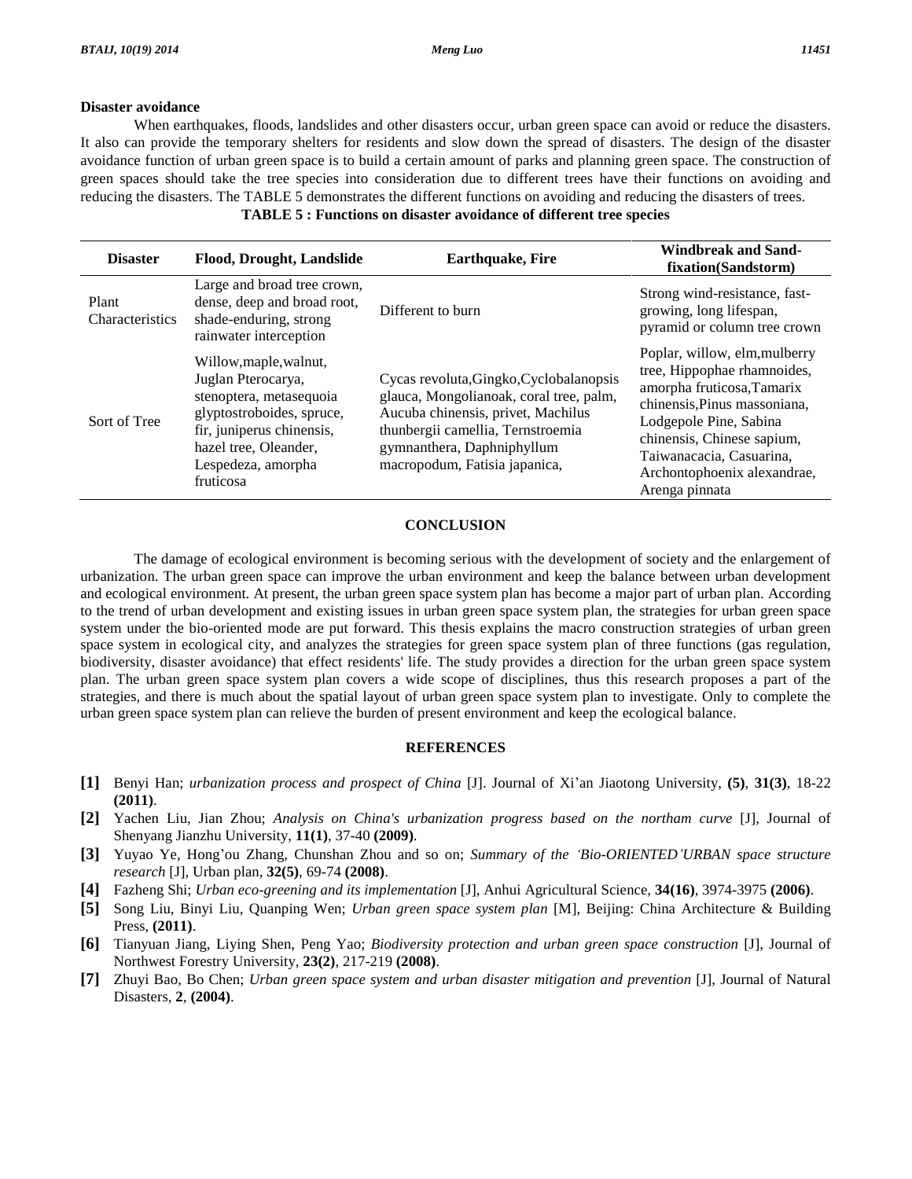### Disaster avoidance

When earthquakes, floods, landslides and other disasters occur, urban green space can avoid or reduce the disasters. It also can provide the temporary shelters for residents and slow down the spread of disasters. The design of the disaster avoidance function of urban green space is to build a certain amount of parks and planning green space. The construction of green spaces should take the tree species into consideration due to different trees have their functions on avoiding and reducing the disasters. The TABLE 5 demonstrates the different functions on avoiding and reducing the disasters of trees.

**TABLE 5 : Functions on disaster avoidance of different tree species**

| Disaster | Flood, Drought, Landslide | Earthquake, Fire | Windbreak and Sand-fixation(Sandstorm) |
|---|---|---|---|
| Plant Characteristics | Large and broad tree crown, dense, deep and broad root, shade-enduring, strong rainwater interception | Different to burn | Strong wind-resistance, fast-growing, long lifespan, pyramid or column tree crown |
| Sort of Tree | Willow,maple,walnut, Juglan Pterocarya, stenoptera, metasequoia glyptostroboides, spruce, fir, juniperus chinensis, hazel tree, Oleander, Lespedeza, amorpha fruticosa | Cycas revoluta,Gingko,Cyclobalanopsis glauca, Mongolianoak, coral tree, palm, Aucuba chinensis, privet, Machilus thunbergii camellia, Ternstroemia gymnanthera, Daphniphyllum macropodum, Fatisia japanica, | Poplar, willow, elm,mulberry tree, Hippophae rhamnoides, amorpha fruticosa,Tamarix chinensis,Pinus massoniana, Lodgepole Pine, Sabina chinensis, Chinese sapium, Taiwanacacia, Casuarina, Archontophoenix alexandrae, Arenga pinnata |

## CONCLUSION

The damage of ecological environment is becoming serious with the development of society and the enlargement of urbanization. The urban green space can improve the urban environment and keep the balance between urban development and ecological environment. At present, the urban green space system plan has become a major part of urban plan. According to the trend of urban development and existing issues in urban green space system plan, the strategies for urban green space system under the bio-oriented mode are put forward. This thesis explains the macro construction strategies of urban green space system in ecological city, and analyzes the strategies for green space system plan of three functions (gas regulation, biodiversity, disaster avoidance) that effect residents' life. The study provides a direction for the urban green space system plan. The urban green space system plan covers a wide scope of disciplines, thus this research proposes a part of the strategies, and there is much about the spatial layout of urban green space system plan to investigate. Only to complete the urban green space system plan can relieve the burden of present environment and keep the ecological balance.

## REFERENCES

**[1]** Benyi Han; *urbanization process and prospect of China* [J]. Journal of Xi'an Jiaotong University, **(5)**, **31(3)**, 18-22 **(2011)**.

**[2]** Yachen Liu, Jian Zhou; *Analysis on China's urbanization progress based on the northam curve* [J], Journal of Shenyang Jianzhu University, **11(1)**, 37-40 **(2009)**.

**[3]** Yuyao Ye, Hong'ou Zhang, Chunshan Zhou and so on; *Summary of the 'Bio-ORIENTED'URBAN space structure research* [J], Urban plan, **32(5)**, 69-74 **(2008)**.

**[4]** Fazheng Shi; *Urban eco-greening and its implementation* [J], Anhui Agricultural Science, **34(16)**, 3974-3975 **(2006)**.

**[5]** Song Liu, Binyi Liu, Quanping Wen; *Urban green space system plan* [M], Beijing: China Architecture & Building Press, **(2011)**.

**[6]** Tianyuan Jiang, Liying Shen, Peng Yao; *Biodiversity protection and urban green space construction* [J], Journal of Northwest Forestry University, **23(2)**, 217-219 **(2008)**.

**[7]** Zhuyi Bao, Bo Chen; *Urban green space system and urban disaster mitigation and prevention* [J], Journal of Natural Disasters, **2**, **(2004)**.